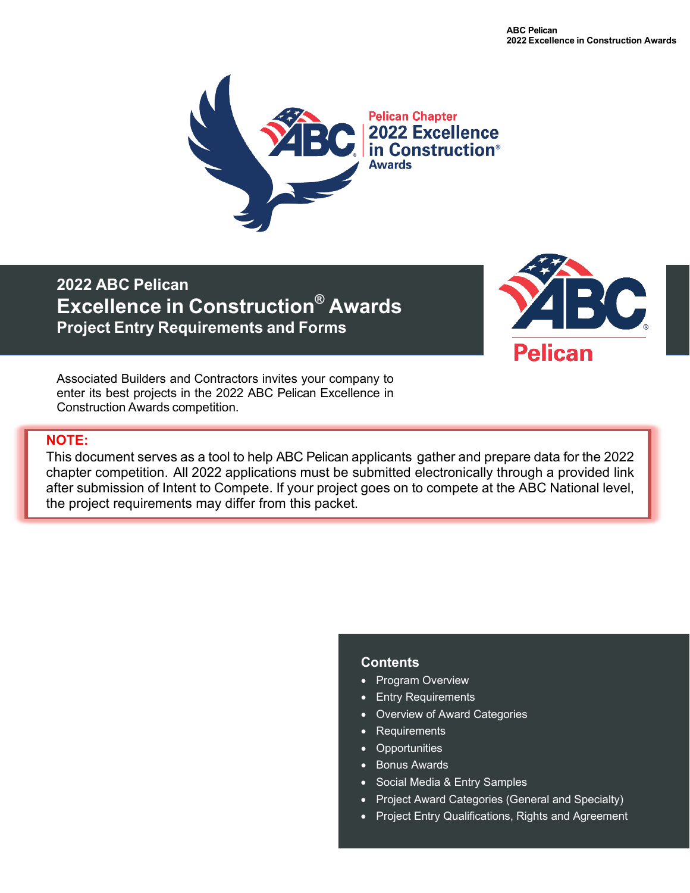Pelican Chapter
2022 Excellence in Construction® Awards

# 2022 ABC Pelican Excellence in Construction® Awards

## Project Entry Requirements and Forms

Pelican

Associated Builders and Contractors invites your company to enter its best projects in the 2022 ABC Pelican Excellence in Construction Awards competition.

**NOTE:**
This document serves as a tool to help ABC Pelican applicants gather and prepare data for the 2022 chapter competition. All 2022 applications must be submitted electronically through a provided link after submission of Intent to Compete. If your project goes on to compete at the ABC National level, the project requirements may differ from this packet.

### Contents

- Program Overview
- Entry Requirements
- Overview of Award Categories
- Requirements
- Opportunities
- Bonus Awards
- Social Media & Entry Samples
- Project Award Categories (General and Specialty)
- Project Entry Qualifications, Rights and Agreement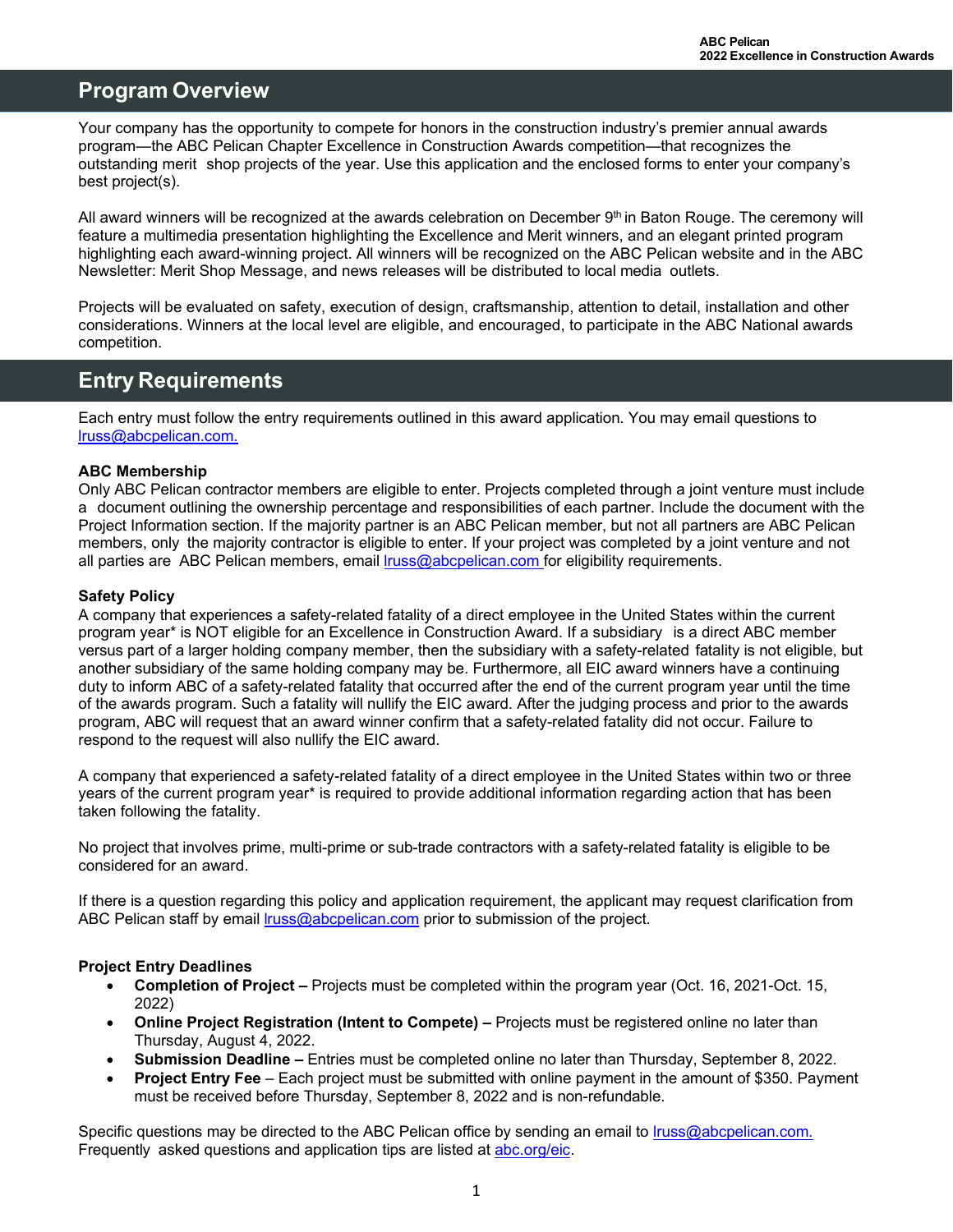## Program Overview

Your company has the opportunity to compete for honors in the construction industry's premier annual awards program—the ABC Pelican Chapter Excellence in Construction Awards competition—that recognizes the outstanding merit shop projects of the year. Use this application and the enclosed forms to enter your company's best project(s).

All award winners will be recognized at the awards celebration on December 9th in Baton Rouge. The ceremony will feature a multimedia presentation highlighting the Excellence and Merit winners, and an elegant printed program highlighting each award-winning project. All winners will be recognized on the ABC Pelican website and in the ABC Newsletter: Merit Shop Message, and news releases will be distributed to local media outlets.

Projects will be evaluated on safety, execution of design, craftsmanship, attention to detail, installation and other considerations. Winners at the local level are eligible, and encouraged, to participate in the ABC National awards competition.

## Entry Requirements

Each entry must follow the entry requirements outlined in this award application. You may email questions to lruss@abcpelican.com.

**ABC Membership**

Only ABC Pelican contractor members are eligible to enter. Projects completed through a joint venture must include a document outlining the ownership percentage and responsibilities of each partner. Include the document with the Project Information section. If the majority partner is an ABC Pelican member, but not all partners are ABC Pelican members, only the majority contractor is eligible to enter. If your project was completed by a joint venture and not all parties are ABC Pelican members, email lruss@abcpelican.com for eligibility requirements.

**Safety Policy**

A company that experiences a safety-related fatality of a direct employee in the United States within the current program year* is NOT eligible for an Excellence in Construction Award. If a subsidiary is a direct ABC member versus part of a larger holding company member, then the subsidiary with a safety-related fatality is not eligible, but another subsidiary of the same holding company may be. Furthermore, all EIC award winners have a continuing duty to inform ABC of a safety-related fatality that occurred after the end of the current program year until the time of the awards program. Such a fatality will nullify the EIC award. After the judging process and prior to the awards program, ABC will request that an award winner confirm that a safety-related fatality did not occur. Failure to respond to the request will also nullify the EIC award.

A company that experienced a safety-related fatality of a direct employee in the United States within two or three years of the current program year* is required to provide additional information regarding action that has been taken following the fatality.

No project that involves prime, multi-prime or sub-trade contractors with a safety-related fatality is eligible to be considered for an award.

If there is a question regarding this policy and application requirement, the applicant may request clarification from ABC Pelican staff by email lruss@abcpelican.com prior to submission of the project.

**Project Entry Deadlines**

- **Completion of Project –** Projects must be completed within the program year (Oct. 16, 2021-Oct. 15, 2022)
- **Online Project Registration (Intent to Compete) –** Projects must be registered online no later than Thursday, August 4, 2022.
- **Submission Deadline –** Entries must be completed online no later than Thursday, September 8, 2022.
- **Project Entry Fee** – Each project must be submitted with online payment in the amount of $350. Payment must be received before Thursday, September 8, 2022 and is non-refundable.

Specific questions may be directed to the ABC Pelican office by sending an email to lruss@abcpelican.com. Frequently asked questions and application tips are listed at abc.org/eic.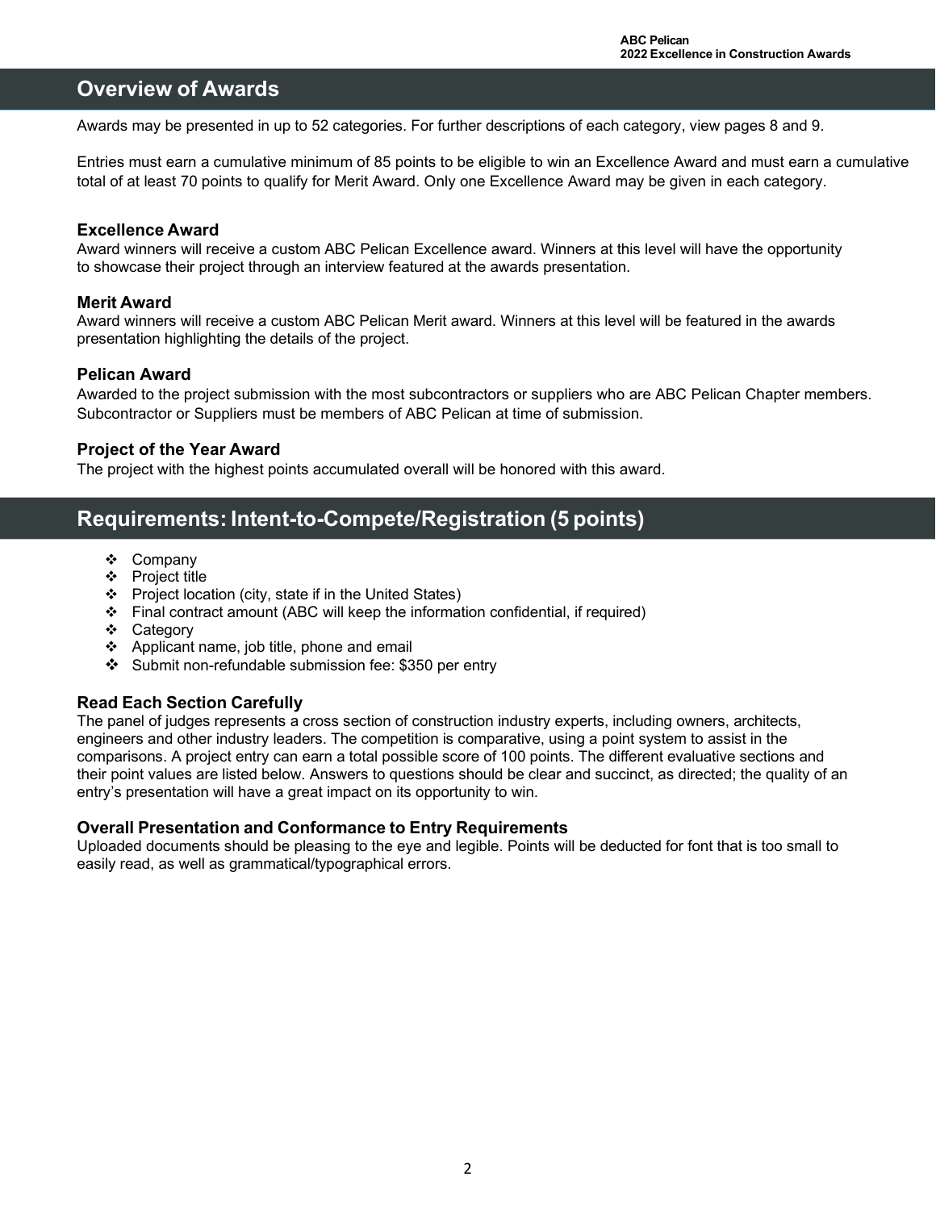## Overview of Awards

Awards may be presented in up to 52 categories. For further descriptions of each category, view pages 8 and 9.

Entries must earn a cumulative minimum of 85 points to be eligible to win an Excellence Award and must earn a cumulative total of at least 70 points to qualify for Merit Award. Only one Excellence Award may be given in each category.

### Excellence Award

Award winners will receive a custom ABC Pelican Excellence award. Winners at this level will have the opportunity to showcase their project through an interview featured at the awards presentation.

### Merit Award

Award winners will receive a custom ABC Pelican Merit award. Winners at this level will be featured in the awards presentation highlighting the details of the project.

### Pelican Award

Awarded to the project submission with the most subcontractors or suppliers who are ABC Pelican Chapter members. Subcontractor or Suppliers must be members of ABC Pelican at time of submission.

### Project of the Year Award

The project with the highest points accumulated overall will be honored with this award.

## Requirements: Intent-to-Compete/Registration (5 points)

- Company
- Project title
- Project location (city, state if in the United States)
- Final contract amount (ABC will keep the information confidential, if required)
- Category
- Applicant name, job title, phone and email
- Submit non-refundable submission fee: $350 per entry

### Read Each Section Carefully

The panel of judges represents a cross section of construction industry experts, including owners, architects, engineers and other industry leaders. The competition is comparative, using a point system to assist in the comparisons. A project entry can earn a total possible score of 100 points. The different evaluative sections and their point values are listed below. Answers to questions should be clear and succinct, as directed; the quality of an entry's presentation will have a great impact on its opportunity to win.

### Overall Presentation and Conformance to Entry Requirements

Uploaded documents should be pleasing to the eye and legible. Points will be deducted for font that is too small to easily read, as well as grammatical/typographical errors.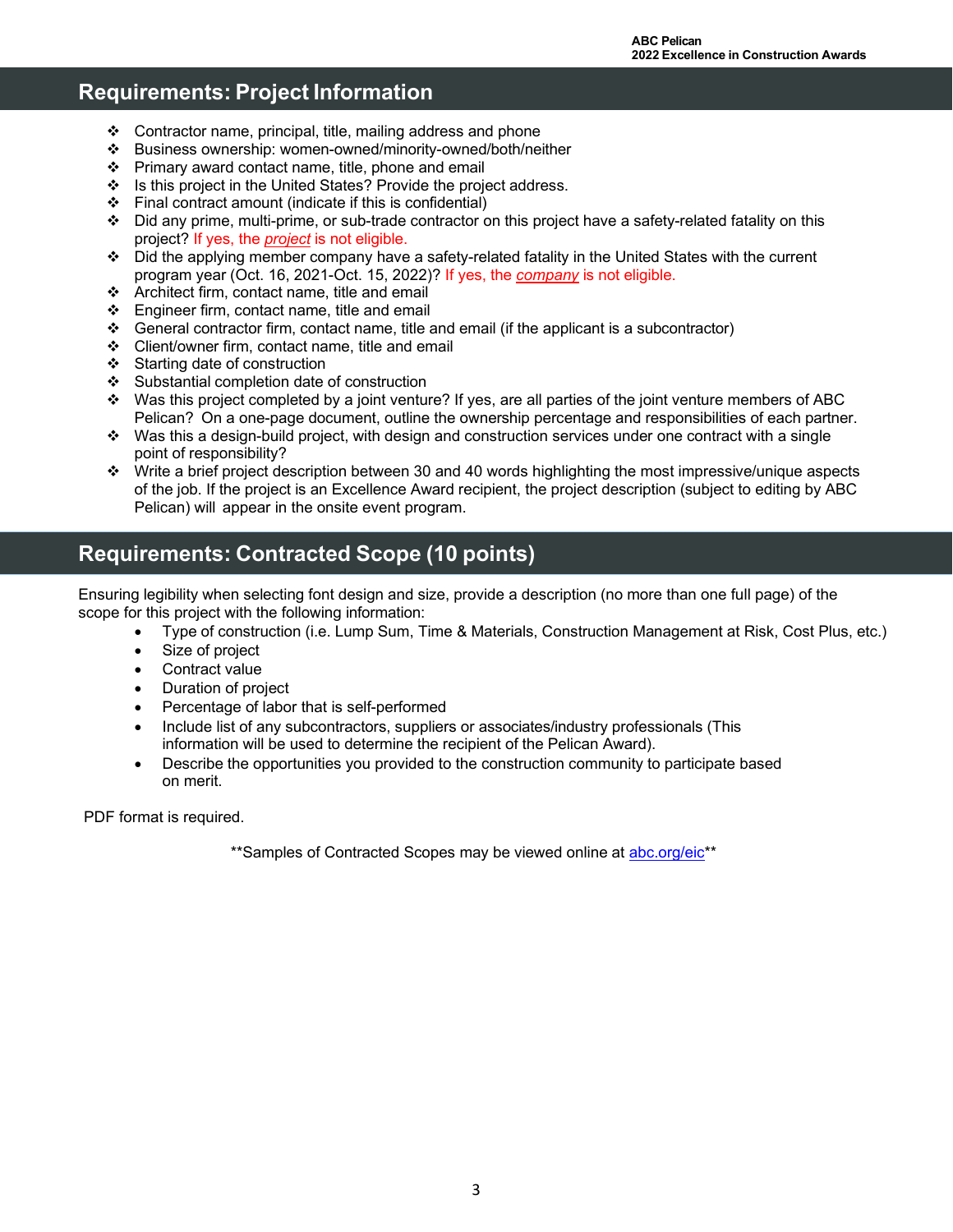## Requirements: Project Information

- Contractor name, principal, title, mailing address and phone
- Business ownership: women-owned/minority-owned/both/neither
- Primary award contact name, title, phone and email
- Is this project in the United States? Provide the project address.
- Final contract amount (indicate if this is confidential)
- Did any prime, multi-prime, or sub-trade contractor on this project have a safety-related fatality on this project? If yes, the ***project*** is not eligible.
- Did the applying member company have a safety-related fatality in the United States with the current program year (Oct. 16, 2021-Oct. 15, 2022)? If yes, the ***company*** is not eligible.
- Architect firm, contact name, title and email
- Engineer firm, contact name, title and email
- General contractor firm, contact name, title and email (if the applicant is a subcontractor)
- Client/owner firm, contact name, title and email
- Starting date of construction
- Substantial completion date of construction
- Was this project completed by a joint venture? If yes, are all parties of the joint venture members of ABC Pelican? On a one-page document, outline the ownership percentage and responsibilities of each partner.
- Was this a design-build project, with design and construction services under one contract with a single point of responsibility?
- Write a brief project description between 30 and 40 words highlighting the most impressive/unique aspects of the job. If the project is an Excellence Award recipient, the project description (subject to editing by ABC Pelican) will appear in the onsite event program.

## Requirements: Contracted Scope (10 points)

Ensuring legibility when selecting font design and size, provide a description (no more than one full page) of the scope for this project with the following information:

- Type of construction (i.e. Lump Sum, Time & Materials, Construction Management at Risk, Cost Plus, etc.)
- Size of project
- Contract value
- Duration of project
- Percentage of labor that is self-performed
- Include list of any subcontractors, suppliers or associates/industry professionals (This information will be used to determine the recipient of the Pelican Award).
- Describe the opportunities you provided to the construction community to participate based on merit.

PDF format is required.

**Samples of Contracted Scopes may be viewed online at abc.org/eic**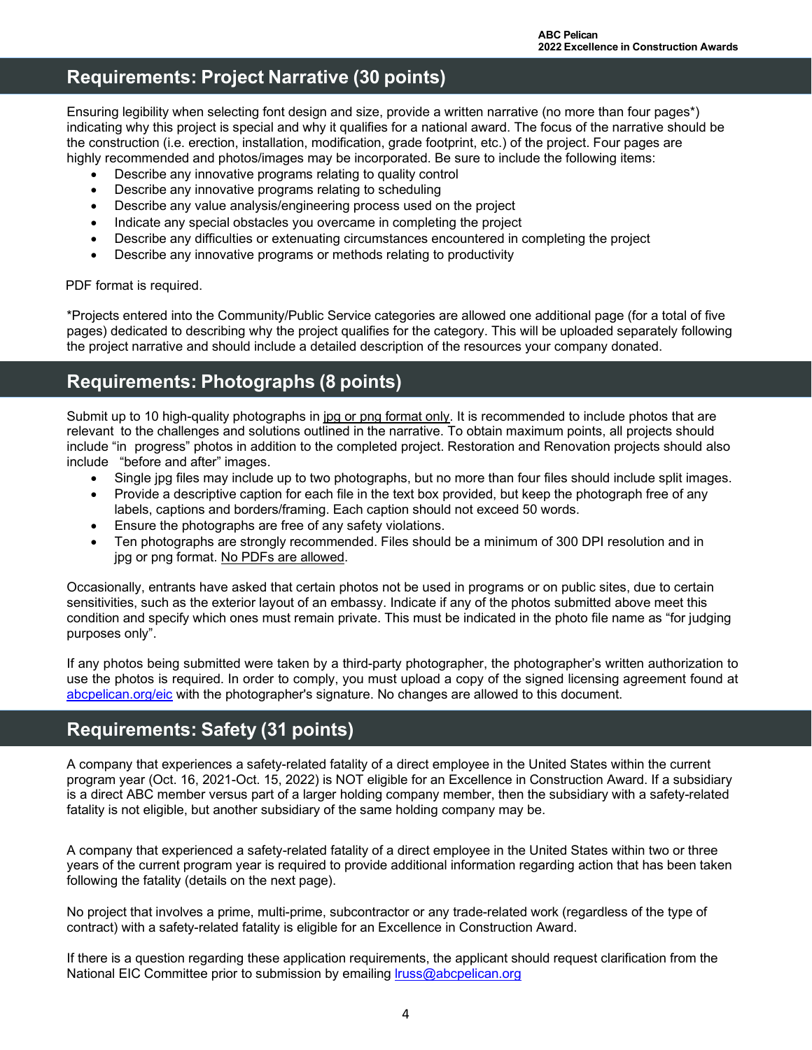## Requirements: Project Narrative (30 points)

Ensuring legibility when selecting font design and size, provide a written narrative (no more than four pages*) indicating why this project is special and why it qualifies for a national award. The focus of the narrative should be the construction (i.e. erection, installation, modification, grade footprint, etc.) of the project. Four pages are highly recommended and photos/images may be incorporated. Be sure to include the following items:

- Describe any innovative programs relating to quality control
- Describe any innovative programs relating to scheduling
- Describe any value analysis/engineering process used on the project
- Indicate any special obstacles you overcame in completing the project
- Describe any difficulties or extenuating circumstances encountered in completing the project
- Describe any innovative programs or methods relating to productivity

PDF format is required.

*Projects entered into the Community/Public Service categories are allowed one additional page (for a total of five pages) dedicated to describing why the project qualifies for the category. This will be uploaded separately following the project narrative and should include a detailed description of the resources your company donated.

## Requirements: Photographs (8 points)

Submit up to 10 high-quality photographs in jpg or png format only. It is recommended to include photos that are relevant to the challenges and solutions outlined in the narrative. To obtain maximum points, all projects should include "in progress" photos in addition to the completed project. Restoration and Renovation projects should also include "before and after" images.

- Single jpg files may include up to two photographs, but no more than four files should include split images.
- Provide a descriptive caption for each file in the text box provided, but keep the photograph free of any labels, captions and borders/framing. Each caption should not exceed 50 words.
- Ensure the photographs are free of any safety violations.
- Ten photographs are strongly recommended. Files should be a minimum of 300 DPI resolution and in jpg or png format. No PDFs are allowed.

Occasionally, entrants have asked that certain photos not be used in programs or on public sites, due to certain sensitivities, such as the exterior layout of an embassy. Indicate if any of the photos submitted above meet this condition and specify which ones must remain private. This must be indicated in the photo file name as "for judging purposes only".

If any photos being submitted were taken by a third-party photographer, the photographer's written authorization to use the photos is required. In order to comply, you must upload a copy of the signed licensing agreement found at abcpelican.org/eic with the photographer's signature. No changes are allowed to this document.

## Requirements: Safety (31 points)

A company that experiences a safety-related fatality of a direct employee in the United States within the current program year (Oct. 16, 2021-Oct. 15, 2022) is NOT eligible for an Excellence in Construction Award. If a subsidiary is a direct ABC member versus part of a larger holding company member, then the subsidiary with a safety-related fatality is not eligible, but another subsidiary of the same holding company may be.

A company that experienced a safety-related fatality of a direct employee in the United States within two or three years of the current program year is required to provide additional information regarding action that has been taken following the fatality (details on the next page).

No project that involves a prime, multi-prime, subcontractor or any trade-related work (regardless of the type of contract) with a safety-related fatality is eligible for an Excellence in Construction Award.

If there is a question regarding these application requirements, the applicant should request clarification from the National EIC Committee prior to submission by emailing lruss@abcpelican.org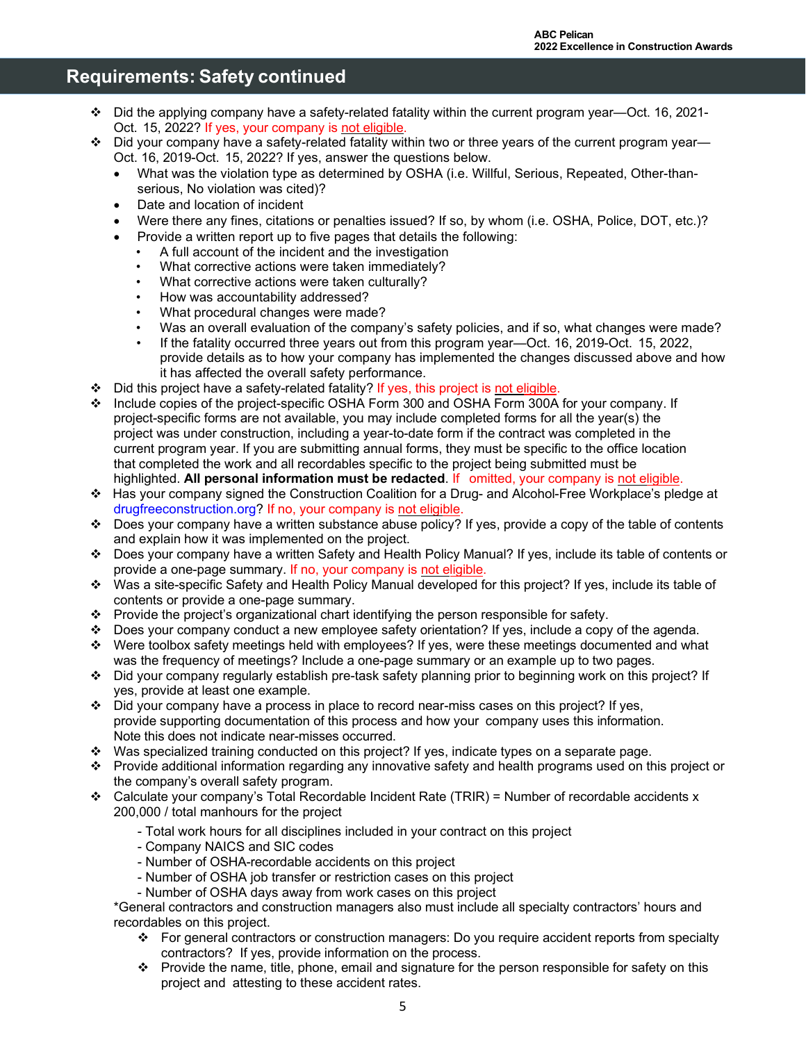## Requirements: Safety continued

- Did the applying company have a safety-related fatality within the current program year—Oct. 16, 2021-Oct. 15, 2022? If yes, your company is not eligible.
- Did your company have a safety-related fatality within two or three years of the current program year—Oct. 16, 2019-Oct. 15, 2022? If yes, answer the questions below.
  - What was the violation type as determined by OSHA (i.e. Willful, Serious, Repeated, Other-than-serious, No violation was cited)?
  - Date and location of incident
  - Were there any fines, citations or penalties issued? If so, by whom (i.e. OSHA, Police, DOT, etc.)?
  - Provide a written report up to five pages that details the following:
    - A full account of the incident and the investigation
    - What corrective actions were taken immediately?
    - What corrective actions were taken culturally?
    - How was accountability addressed?
    - What procedural changes were made?
    - Was an overall evaluation of the company's safety policies, and if so, what changes were made?
    - If the fatality occurred three years out from this program year—Oct. 16, 2019-Oct. 15, 2022, provide details as to how your company has implemented the changes discussed above and how it has affected the overall safety performance.
- Did this project have a safety-related fatality? If yes, this project is not eligible.
- Include copies of the project-specific OSHA Form 300 and OSHA Form 300A for your company. If project-specific forms are not available, you may include completed forms for all the year(s) the project was under construction, including a year-to-date form if the contract was completed in the current program year. If you are submitting annual forms, they must be specific to the office location that completed the work and all recordables specific to the project being submitted must be highlighted. **All personal information must be redacted**. If omitted, your company is not eligible.
- Has your company signed the Construction Coalition for a Drug- and Alcohol-Free Workplace's pledge at drugfreeconstruction.org? If no, your company is not eligible.
- Does your company have a written substance abuse policy? If yes, provide a copy of the table of contents and explain how it was implemented on the project.
- Does your company have a written Safety and Health Policy Manual? If yes, include its table of contents or provide a one-page summary. If no, your company is not eligible.
- Was a site-specific Safety and Health Policy Manual developed for this project? If yes, include its table of contents or provide a one-page summary.
- Provide the project's organizational chart identifying the person responsible for safety.
- Does your company conduct a new employee safety orientation? If yes, include a copy of the agenda.
- Were toolbox safety meetings held with employees? If yes, were these meetings documented and what was the frequency of meetings? Include a one-page summary or an example up to two pages.
- Did your company regularly establish pre-task safety planning prior to beginning work on this project? If yes, provide at least one example.
- Did your company have a process in place to record near-miss cases on this project? If yes, provide supporting documentation of this process and how your company uses this information. Note this does not indicate near-misses occurred.
- Was specialized training conducted on this project? If yes, indicate types on a separate page.
- Provide additional information regarding any innovative safety and health programs used on this project or the company's overall safety program.
- Calculate your company's Total Recordable Incident Rate (TRIR) = Number of recordable accidents x 200,000 / total manhours for the project
  - Total work hours for all disciplines included in your contract on this project
  - Company NAICS and SIC codes
  - Number of OSHA-recordable accidents on this project
  - Number of OSHA job transfer or restriction cases on this project
  - Number of OSHA days away from work cases on this project

  *General contractors and construction managers also must include all specialty contractors' hours and recordables on this project.
  - For general contractors or construction managers: Do you require accident reports from specialty contractors? If yes, provide information on the process.
  - Provide the name, title, phone, email and signature for the person responsible for safety on this project and attesting to these accident rates.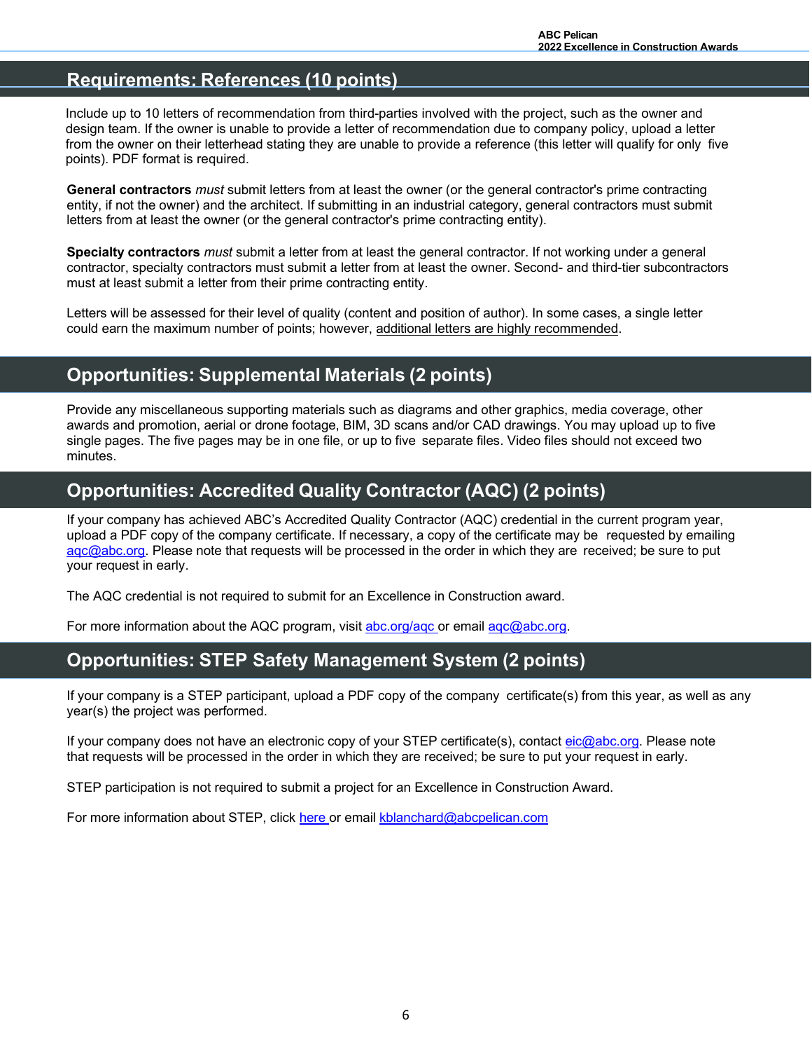## Requirements: References (10 points)

Include up to 10 letters of recommendation from third-parties involved with the project, such as the owner and design team. If the owner is unable to provide a letter of recommendation due to company policy, upload a letter from the owner on their letterhead stating they are unable to provide a reference (this letter will qualify for only five points). PDF format is required.

**General contractors** *must* submit letters from at least the owner (or the general contractor's prime contracting entity, if not the owner) and the architect. If submitting in an industrial category, general contractors must submit letters from at least the owner (or the general contractor's prime contracting entity).

**Specialty contractors** *must* submit a letter from at least the general contractor. If not working under a general contractor, specialty contractors must submit a letter from at least the owner. Second- and third-tier subcontractors must at least submit a letter from their prime contracting entity.

Letters will be assessed for their level of quality (content and position of author). In some cases, a single letter could earn the maximum number of points; however, additional letters are highly recommended.

## Opportunities: Supplemental Materials (2 points)

Provide any miscellaneous supporting materials such as diagrams and other graphics, media coverage, other awards and promotion, aerial or drone footage, BIM, 3D scans and/or CAD drawings. You may upload up to five single pages. The five pages may be in one file, or up to five separate files. Video files should not exceed two minutes.

## Opportunities: Accredited Quality Contractor (AQC) (2 points)

If your company has achieved ABC's Accredited Quality Contractor (AQC) credential in the current program year, upload a PDF copy of the company certificate. If necessary, a copy of the certificate may be requested by emailing aqc@abc.org. Please note that requests will be processed in the order in which they are received; be sure to put your request in early.

The AQC credential is not required to submit for an Excellence in Construction award.

For more information about the AQC program, visit abc.org/aqc or email aqc@abc.org.

## Opportunities: STEP Safety Management System (2 points)

If your company is a STEP participant, upload a PDF copy of the company certificate(s) from this year, as well as any year(s) the project was performed.

If your company does not have an electronic copy of your STEP certificate(s), contact eic@abc.org. Please note that requests will be processed in the order in which they are received; be sure to put your request in early.

STEP participation is not required to submit a project for an Excellence in Construction Award.

For more information about STEP, click here or email kblanchard@abcpelican.com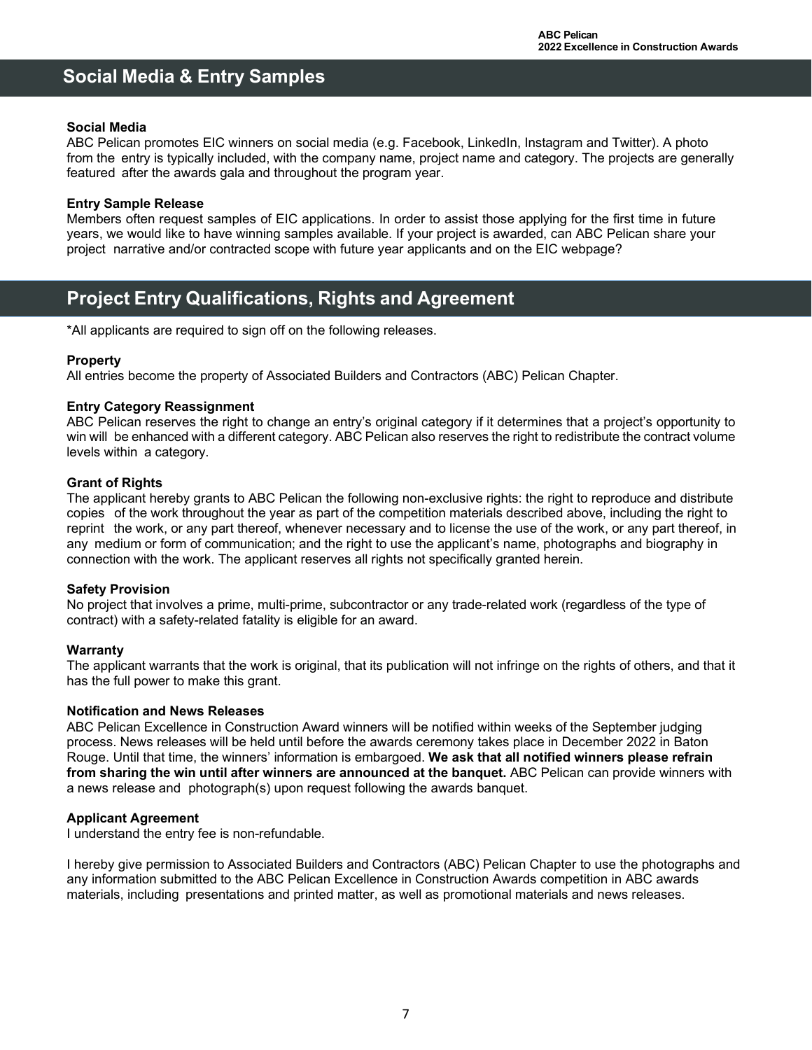## Social Media & Entry Samples

**Social Media**
ABC Pelican promotes EIC winners on social media (e.g. Facebook, LinkedIn, Instagram and Twitter). A photo from the entry is typically included, with the company name, project name and category. The projects are generally featured after the awards gala and throughout the program year.

**Entry Sample Release**
Members often request samples of EIC applications. In order to assist those applying for the first time in future years, we would like to have winning samples available. If your project is awarded, can ABC Pelican share your project narrative and/or contracted scope with future year applicants and on the EIC webpage?

## Project Entry Qualifications, Rights and Agreement

*All applicants are required to sign off on the following releases.

**Property**
All entries become the property of Associated Builders and Contractors (ABC) Pelican Chapter.

**Entry Category Reassignment**
ABC Pelican reserves the right to change an entry's original category if it determines that a project's opportunity to win will be enhanced with a different category. ABC Pelican also reserves the right to redistribute the contract volume levels within a category.

**Grant of Rights**
The applicant hereby grants to ABC Pelican the following non-exclusive rights: the right to reproduce and distribute copies of the work throughout the year as part of the competition materials described above, including the right to reprint the work, or any part thereof, whenever necessary and to license the use of the work, or any part thereof, in any medium or form of communication; and the right to use the applicant's name, photographs and biography in connection with the work. The applicant reserves all rights not specifically granted herein.

**Safety Provision**
No project that involves a prime, multi-prime, subcontractor or any trade-related work (regardless of the type of contract) with a safety-related fatality is eligible for an award.

**Warranty**
The applicant warrants that the work is original, that its publication will not infringe on the rights of others, and that it has the full power to make this grant.

**Notification and News Releases**
ABC Pelican Excellence in Construction Award winners will be notified within weeks of the September judging process. News releases will be held until before the awards ceremony takes place in December 2022 in Baton Rouge. Until that time, the winners' information is embargoed. **We ask that all notified winners please refrain from sharing the win until after winners are announced at the banquet.** ABC Pelican can provide winners with a news release and photograph(s) upon request following the awards banquet.

**Applicant Agreement**
I understand the entry fee is non-refundable.

I hereby give permission to Associated Builders and Contractors (ABC) Pelican Chapter to use the photographs and any information submitted to the ABC Pelican Excellence in Construction Awards competition in ABC awards materials, including presentations and printed matter, as well as promotional materials and news releases.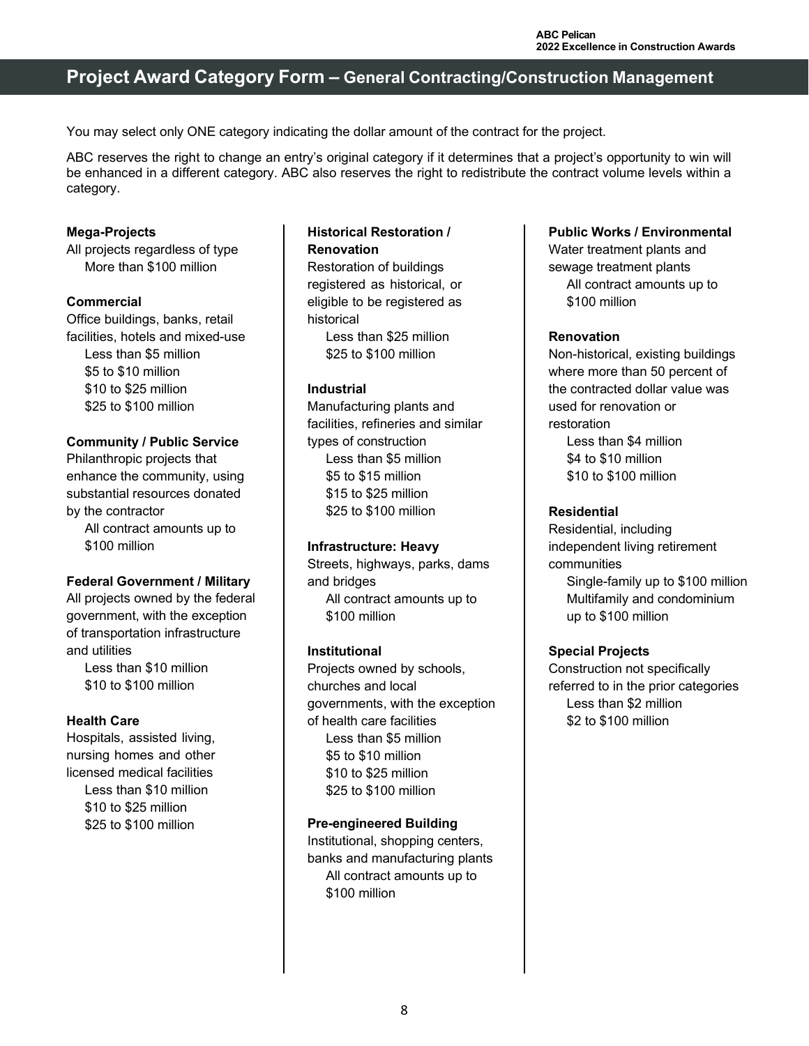# Project Award Category Form – General Contracting/Construction Management

You may select only ONE category indicating the dollar amount of the contract for the project.

ABC reserves the right to change an entry's original category if it determines that a project's opportunity to win will be enhanced in a different category. ABC also reserves the right to redistribute the contract volume levels within a category.

**Mega-Projects**
All projects regardless of type
- More than $100 million

**Commercial**
Office buildings, banks, retail facilities, hotels and mixed-use
- Less than $5 million
- $5 to $10 million
- $10 to $25 million
- $25 to $100 million

**Community / Public Service**
Philanthropic projects that enhance the community, using substantial resources donated by the contractor
- All contract amounts up to $100 million

**Federal Government / Military**
All projects owned by the federal government, with the exception of transportation infrastructure and utilities
- Less than $10 million
- $10 to $100 million

**Health Care**
Hospitals, assisted living, nursing homes and other licensed medical facilities
- Less than $10 million
- $10 to $25 million
- $25 to $100 million

**Historical Restoration / Renovation**
Restoration of buildings registered as historical, or eligible to be registered as historical
- Less than $25 million
- $25 to $100 million

**Industrial**
Manufacturing plants and facilities, refineries and similar types of construction
- Less than $5 million
- $5 to $15 million
- $15 to $25 million
- $25 to $100 million

**Infrastructure: Heavy**
Streets, highways, parks, dams and bridges
- All contract amounts up to $100 million

**Institutional**
Projects owned by schools, churches and local governments, with the exception of health care facilities
- Less than $5 million
- $5 to $10 million
- $10 to $25 million
- $25 to $100 million

**Pre-engineered Building**
Institutional, shopping centers, banks and manufacturing plants
- All contract amounts up to $100 million

**Public Works / Environmental**
Water treatment plants and sewage treatment plants
- All contract amounts up to $100 million

**Renovation**
Non-historical, existing buildings where more than 50 percent of the contracted dollar value was used for renovation or restoration
- Less than $4 million
- $4 to $10 million
- $10 to $100 million

**Residential**
Residential, including independent living retirement communities
- Single-family up to $100 million
- Multifamily and condominium up to $100 million

**Special Projects**
Construction not specifically referred to in the prior categories
- Less than $2 million
- $2 to $100 million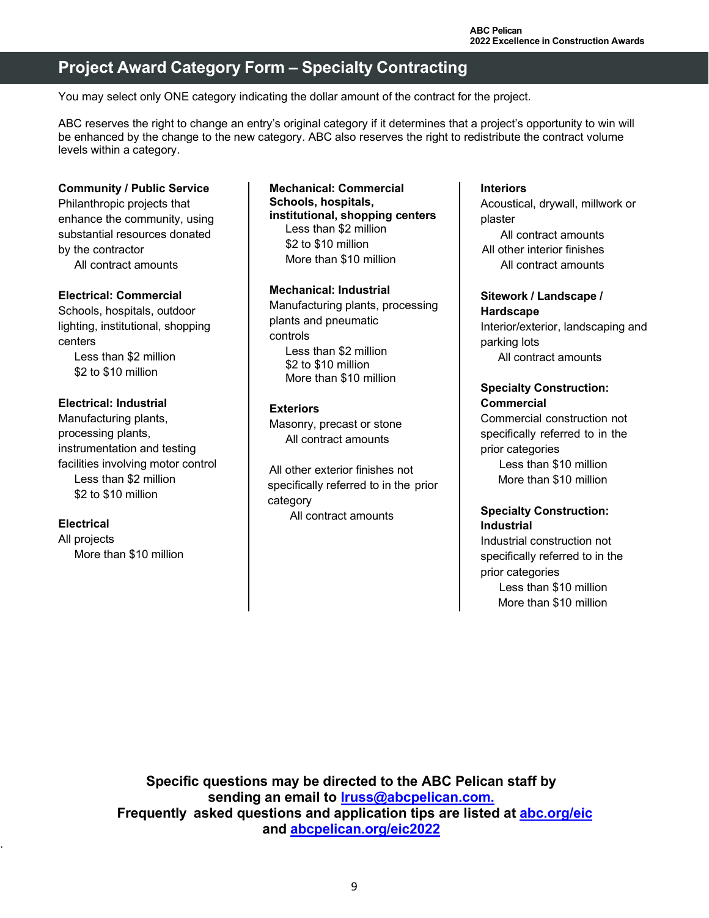## Project Award Category Form – Specialty Contracting

You may select only ONE category indicating the dollar amount of the contract for the project.

ABC reserves the right to change an entry's original category if it determines that a project's opportunity to win will be enhanced by the change to the new category. ABC also reserves the right to redistribute the contract volume levels within a category.

**Community / Public Service**
Philanthropic projects that enhance the community, using substantial resources donated by the contractor
- All contract amounts

**Electrical: Commercial**
Schools, hospitals, outdoor lighting, institutional, shopping centers
- Less than $2 million
- $2 to $10 million

**Electrical: Industrial**
Manufacturing plants, processing plants, instrumentation and testing facilities involving motor control
- Less than $2 million
- $2 to $10 million

**Electrical**
All projects
- More than $10 million

**Mechanical: Commercial Schools, hospitals, institutional, shopping centers**
- Less than $2 million
- $2 to $10 million
- More than $10 million

**Mechanical: Industrial**
Manufacturing plants, processing plants and pneumatic controls
- Less than $2 million
- $2 to $10 million
- More than $10 million

**Exteriors**
Masonry, precast or stone
- All contract amounts

All other exterior finishes not specifically referred to in the prior category
- All contract amounts

**Interiors**
Acoustical, drywall, millwork or plaster
- All contract amounts

All other interior finishes
- All contract amounts

**Sitework / Landscape / Hardscape**
Interior/exterior, landscaping and parking lots
- All contract amounts

**Specialty Construction: Commercial**
Commercial construction not specifically referred to in the prior categories
- Less than $10 million
- More than $10 million

**Specialty Construction: Industrial**
Industrial construction not specifically referred to in the prior categories
- Less than $10 million
- More than $10 million

**Specific questions may be directed to the ABC Pelican staff by sending an email to [lruss@abcpelican.com.](mailto:lruss@abcpelican.com)**
**Frequently asked questions and application tips are listed at [abc.org/eic](abc.org/eic) and [abcpelican.org/eic2022](abcpelican.org/eic2022)**